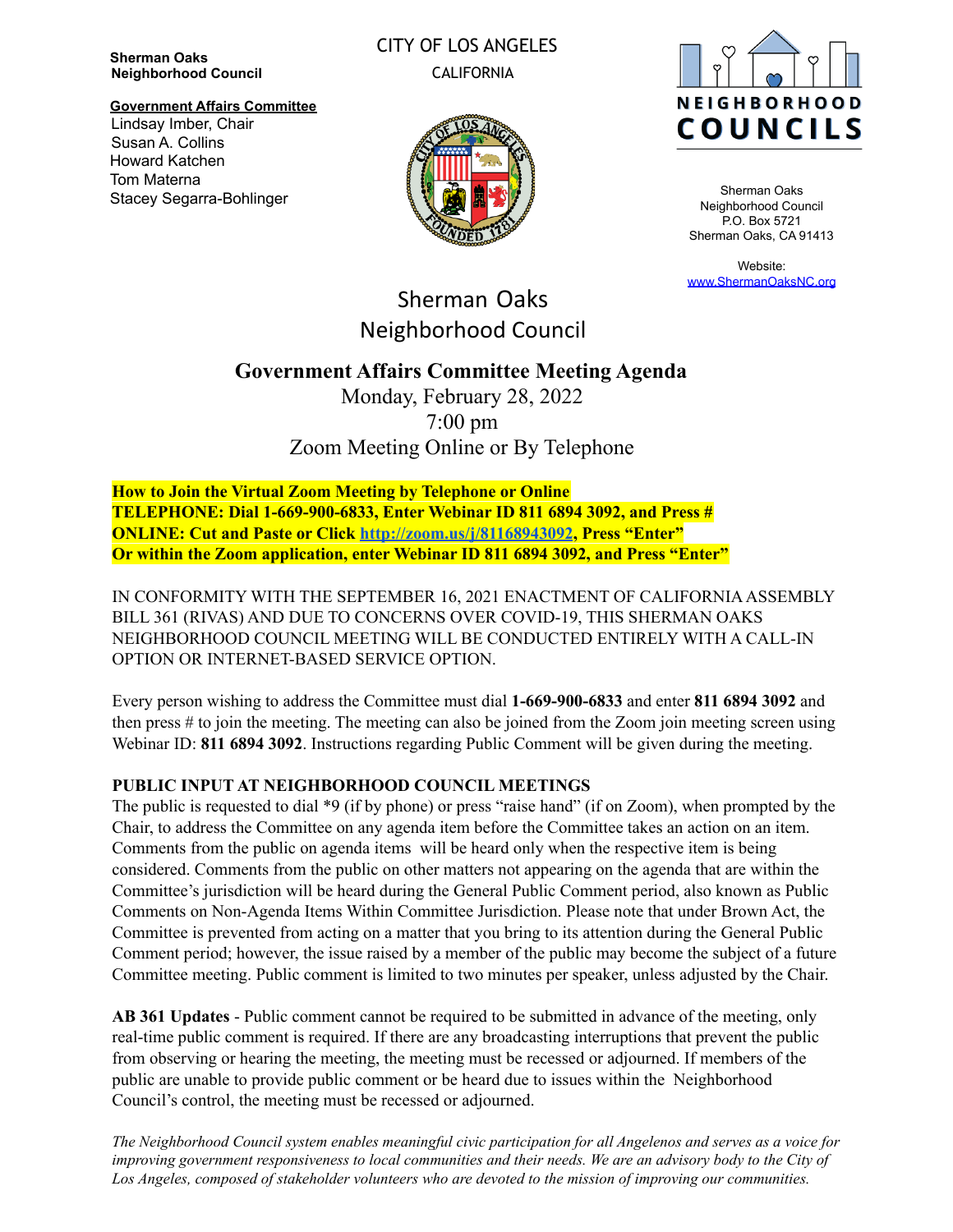**Sherman Oaks Neighborhood Council**

**Government Affairs Committee**
Lindsay Imber, Chair
Susan A. Collins
Howard Katchen
Tom Materna
Stacey Segarra-Bohlinger

CITY OF LOS ANGELES
CALIFORNIA

NEIGHBORHOOD COUNCILS

Sherman Oaks Neighborhood Council
P.O. Box 5721
Sherman Oaks, CA 91413

Website:
www.ShermanOaksNC.org

# Sherman Oaks Neighborhood Council

## Government Affairs Committee Meeting Agenda

Monday, February 28, 2022
7:00 pm
Zoom Meeting Online or By Telephone

**How to Join the Virtual Zoom Meeting by Telephone or Online**
**TELEPHONE: Dial 1-669-900-6833, Enter Webinar ID 811 6894 3092, and Press #**
**ONLINE: Cut and Paste or Click http://zoom.us/j/81168943092, Press "Enter"**
**Or within the Zoom application, enter Webinar ID 811 6894 3092, and Press "Enter"**

IN CONFORMITY WITH THE SEPTEMBER 16, 2021 ENACTMENT OF CALIFORNIA ASSEMBLY BILL 361 (RIVAS) AND DUE TO CONCERNS OVER COVID-19, THIS SHERMAN OAKS NEIGHBORHOOD COUNCIL MEETING WILL BE CONDUCTED ENTIRELY WITH A CALL-IN OPTION OR INTERNET-BASED SERVICE OPTION.

Every person wishing to address the Committee must dial **1-669-900-6833** and enter **811 6894 3092** and then press # to join the meeting. The meeting can also be joined from the Zoom join meeting screen using Webinar ID: **811 6894 3092**. Instructions regarding Public Comment will be given during the meeting.

**PUBLIC INPUT AT NEIGHBORHOOD COUNCIL MEETINGS**
The public is requested to dial *9 (if by phone) or press "raise hand" (if on Zoom), when prompted by the Chair, to address the Committee on any agenda item before the Committee takes an action on an item. Comments from the public on agenda items will be heard only when the respective item is being considered. Comments from the public on other matters not appearing on the agenda that are within the Committee's jurisdiction will be heard during the General Public Comment period, also known as Public Comments on Non-Agenda Items Within Committee Jurisdiction. Please note that under Brown Act, the Committee is prevented from acting on a matter that you bring to its attention during the General Public Comment period; however, the issue raised by a member of the public may become the subject of a future Committee meeting. Public comment is limited to two minutes per speaker, unless adjusted by the Chair.

**AB 361 Updates** - Public comment cannot be required to be submitted in advance of the meeting, only real-time public comment is required. If there are any broadcasting interruptions that prevent the public from observing or hearing the meeting, the meeting must be recessed or adjourned. If members of the public are unable to provide public comment or be heard due to issues within the Neighborhood Council's control, the meeting must be recessed or adjourned.

*The Neighborhood Council system enables meaningful civic participation for all Angelenos and serves as a voice for improving government responsiveness to local communities and their needs. We are an advisory body to the City of Los Angeles, composed of stakeholder volunteers who are devoted to the mission of improving our communities.*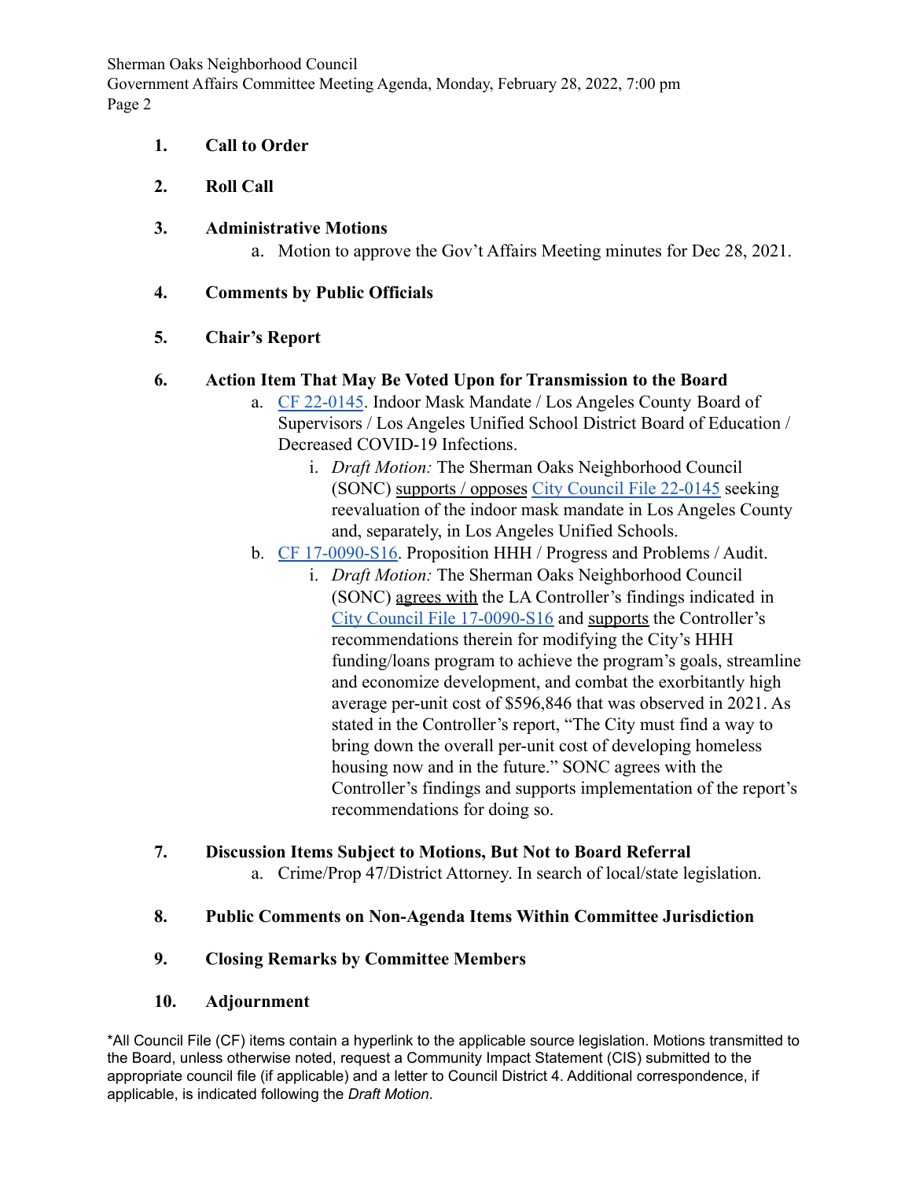1. **Call to Order**

2. **Roll Call**

3. **Administrative Motions**
   a. Motion to approve the Gov't Affairs Meeting minutes for Dec 28, 2021.

4. **Comments by Public Officials**

5. **Chair's Report**

6. **Action Item That May Be Voted Upon for Transmission to the Board**
   a. CF 22-0145. Indoor Mask Mandate / Los Angeles County Board of Supervisors / Los Angeles Unified School District Board of Education / Decreased COVID-19 Infections.
      i. *Draft Motion:* The Sherman Oaks Neighborhood Council (SONC) supports / opposes City Council File 22-0145 seeking reevaluation of the indoor mask mandate in Los Angeles County and, separately, in Los Angeles Unified Schools.

   b. CF 17-0090-S16. Proposition HHH / Progress and Problems / Audit.
      i. *Draft Motion:* The Sherman Oaks Neighborhood Council (SONC) agrees with the LA Controller's findings indicated in City Council File 17-0090-S16 and supports the Controller's recommendations therein for modifying the City's HHH funding/loans program to achieve the program's goals, streamline and economize development, and combat the exorbitantly high average per-unit cost of $596,846 that was observed in 2021. As stated in the Controller's report, "The City must find a way to bring down the overall per-unit cost of developing homeless housing now and in the future." SONC agrees with the Controller's findings and supports implementation of the report's recommendations for doing so.

7. **Discussion Items Subject to Motions, But Not to Board Referral**
   a. Crime/Prop 47/District Attorney. In search of local/state legislation.

8. **Public Comments on Non-Agenda Items Within Committee Jurisdiction**

9. **Closing Remarks by Committee Members**

10. **Adjournment**

*All Council File (CF) items contain a hyperlink to the applicable source legislation. Motions transmitted to the Board, unless otherwise noted, request a Community Impact Statement (CIS) submitted to the appropriate council file (if applicable) and a letter to Council District 4. Additional correspondence, if applicable, is indicated following the *Draft Motion*.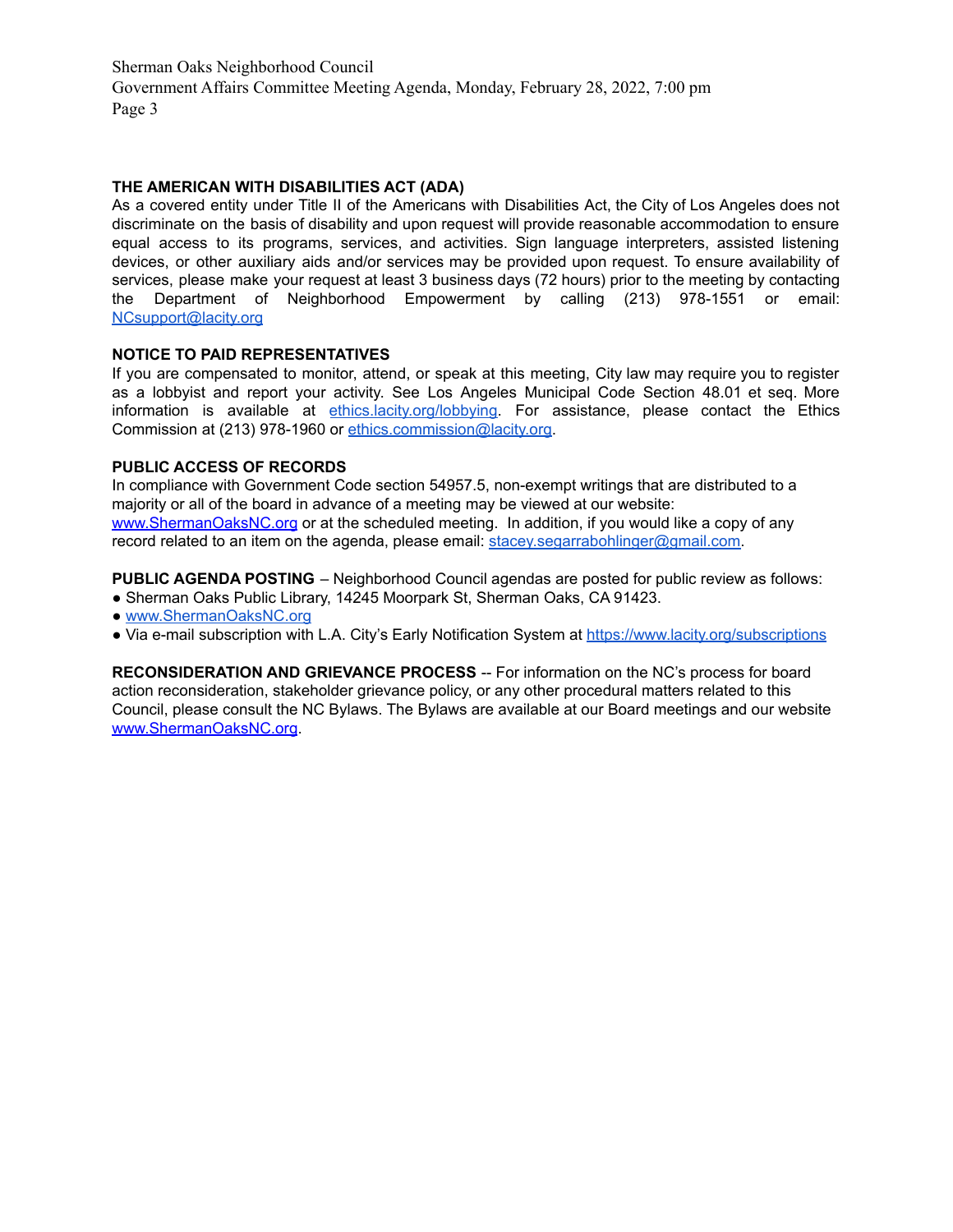**THE AMERICAN WITH DISABILITIES ACT (ADA)**

As a covered entity under Title II of the Americans with Disabilities Act, the City of Los Angeles does not discriminate on the basis of disability and upon request will provide reasonable accommodation to ensure equal access to its programs, services, and activities. Sign language interpreters, assisted listening devices, or other auxiliary aids and/or services may be provided upon request. To ensure availability of services, please make your request at least 3 business days (72 hours) prior to the meeting by contacting the Department of Neighborhood Empowerment by calling (213) 978-1551 or email: NCsupport@lacity.org

**NOTICE TO PAID REPRESENTATIVES**

If you are compensated to monitor, attend, or speak at this meeting, City law may require you to register as a lobbyist and report your activity. See Los Angeles Municipal Code Section 48.01 et seq. More information is available at ethics.lacity.org/lobbying. For assistance, please contact the Ethics Commission at (213) 978-1960 or ethics.commission@lacity.org.

**PUBLIC ACCESS OF RECORDS**

In compliance with Government Code section 54957.5, non-exempt writings that are distributed to a majority or all of the board in advance of a meeting may be viewed at our website: www.ShermanOaksNC.org or at the scheduled meeting. In addition, if you would like a copy of any record related to an item on the agenda, please email: stacey.segarrabohlinger@gmail.com.

**PUBLIC AGENDA POSTING** – Neighborhood Council agendas are posted for public review as follows:

- Sherman Oaks Public Library, 14245 Moorpark St, Sherman Oaks, CA 91423.
- www.ShermanOaksNC.org
- Via e-mail subscription with L.A. City's Early Notification System at https://www.lacity.org/subscriptions

**RECONSIDERATION AND GRIEVANCE PROCESS** -- For information on the NC's process for board action reconsideration, stakeholder grievance policy, or any other procedural matters related to this Council, please consult the NC Bylaws. The Bylaws are available at our Board meetings and our website www.ShermanOaksNC.org.